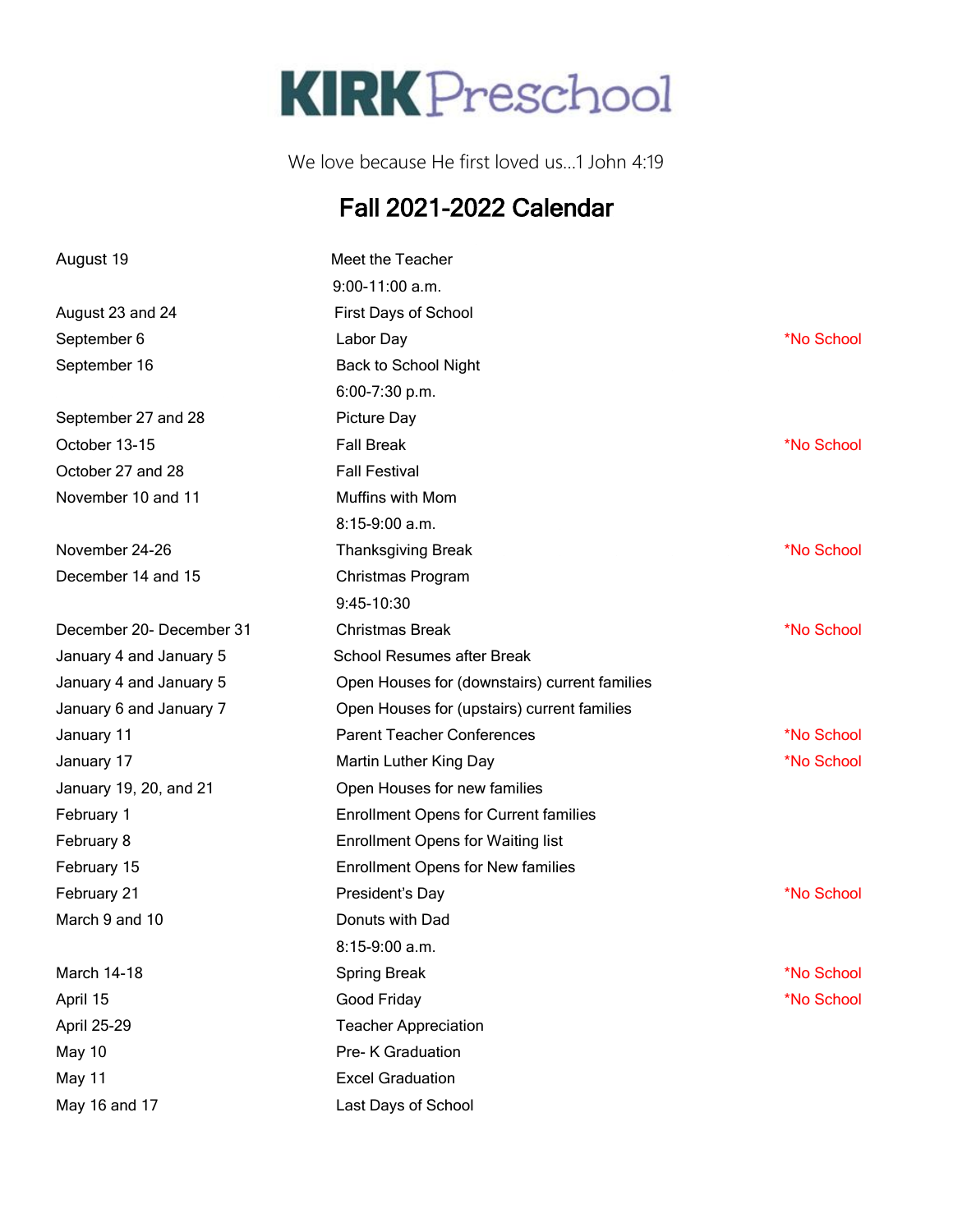# KIRK Preschool

We love because He first loved us…1 John 4:19

## Fall 2021-2022 Calendar

| | | |
|---|---|---|
| August 19 | Meet the Teacher<br>9:00-11:00 a.m. | |
| August 23 and 24 | First Days of School | |
| September 6 | Labor Day | *No School |
| September 16 | Back to School Night<br>6:00-7:30 p.m. | |
| September 27 and 28 | Picture Day | |
| October 13-15 | Fall Break | *No School |
| October 27 and 28 | Fall Festival | |
| November 10 and 11 | Muffins with Mom<br>8:15-9:00 a.m. | |
| November 24-26 | Thanksgiving Break | *No School |
| December 14 and 15 | Christmas Program<br>9:45-10:30 | |
| December 20- December 31 | Christmas Break | *No School |
| January 4 and January 5 | School Resumes after Break | |
| January 4 and January 5 | Open Houses for (downstairs) current families | |
| January 6 and January 7 | Open Houses for (upstairs) current families | |
| January 11 | Parent Teacher Conferences | *No School |
| January 17 | Martin Luther King Day | *No School |
| January 19, 20, and 21 | Open Houses for new families | |
| February 1 | Enrollment Opens for Current families | |
| February 8 | Enrollment Opens for Waiting list | |
| February 15 | Enrollment Opens for New families | |
| February 21 | President's Day | *No School |
| March 9 and 10 | Donuts with Dad<br>8:15-9:00 a.m. | |
| March 14-18 | Spring Break | *No School |
| April 15 | Good Friday | *No School |
| April 25-29 | Teacher Appreciation | |
| May 10 | Pre- K Graduation | |
| May 11 | Excel Graduation | |
| May 16 and 17 | Last Days of School | |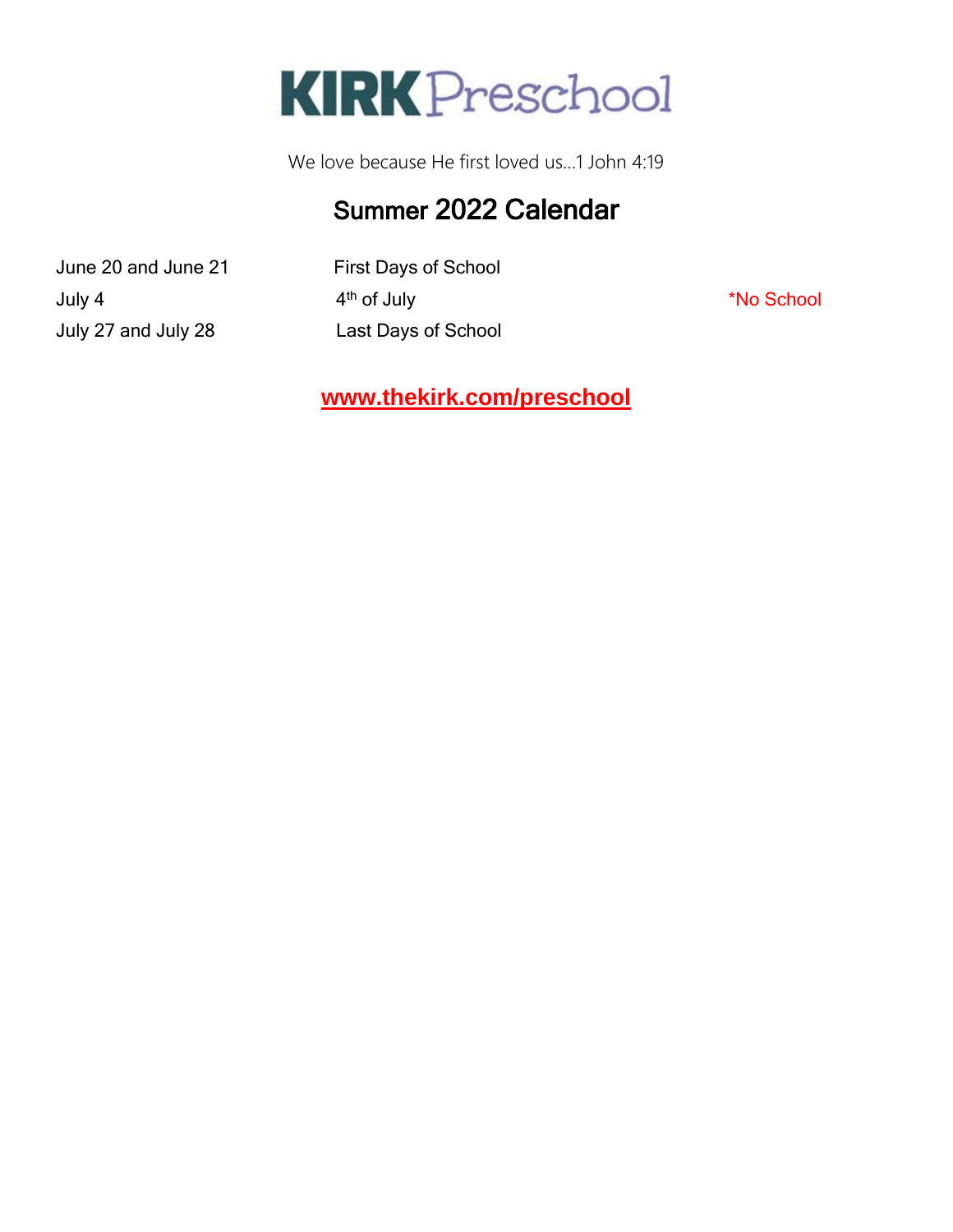# KIRK Preschool

We love because He first loved us…1 John 4:19

## Summer 2022 Calendar

| | | |
|---|---|---|
| June 20 and June 21 | First Days of School | |
| July 4 | 4th of July | *No School |
| July 27 and July 28 | Last Days of School | |

**www.thekirk.com/preschool**